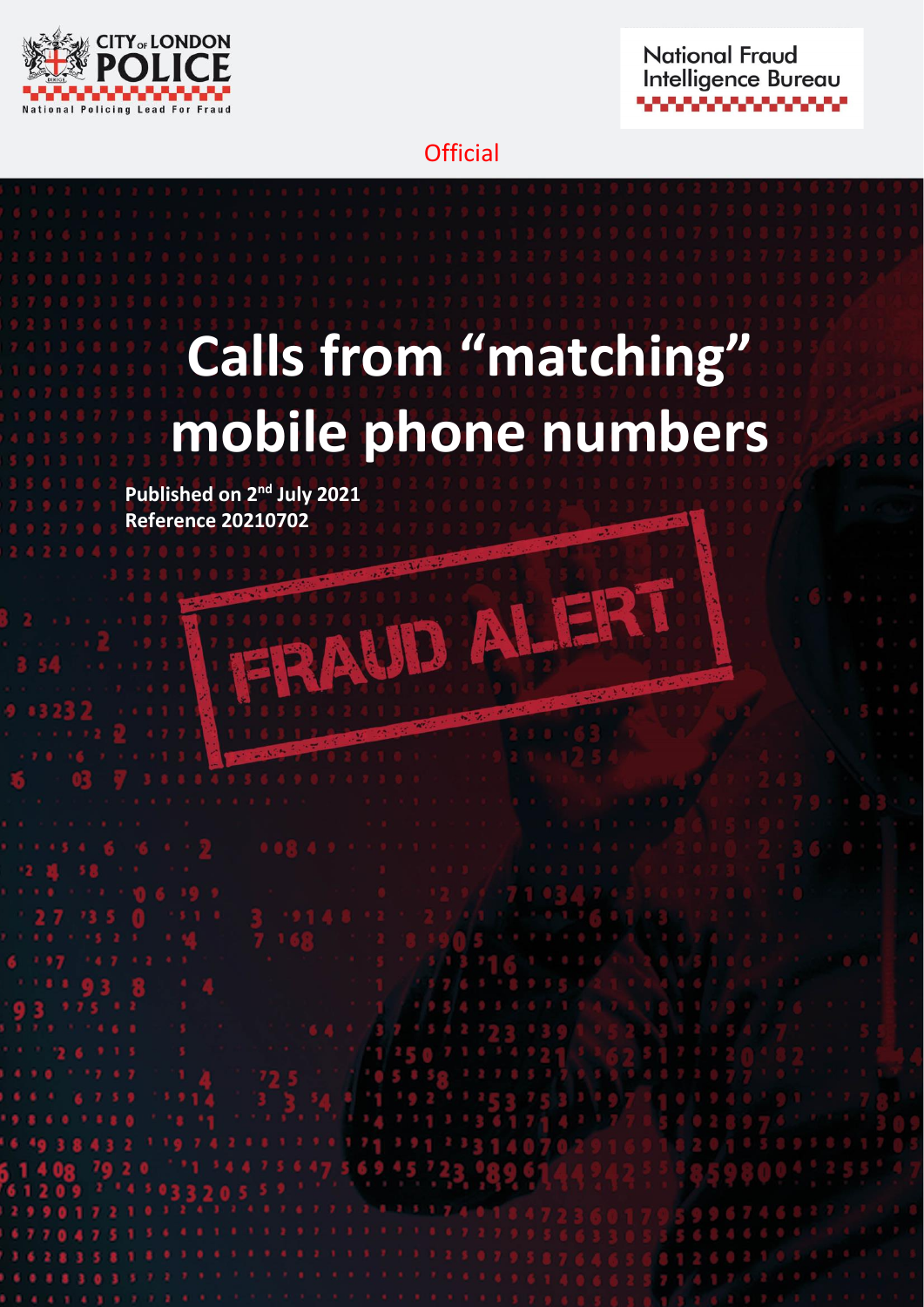CITY OF LONDON POLICE

National Policing Lead For Fraud

National Fraud Intelligence Bureau

Official

# Calls from "matching" mobile phone numbers

**Published on 2nd July 2021**
**Reference 20210702**

FRAUD ALERT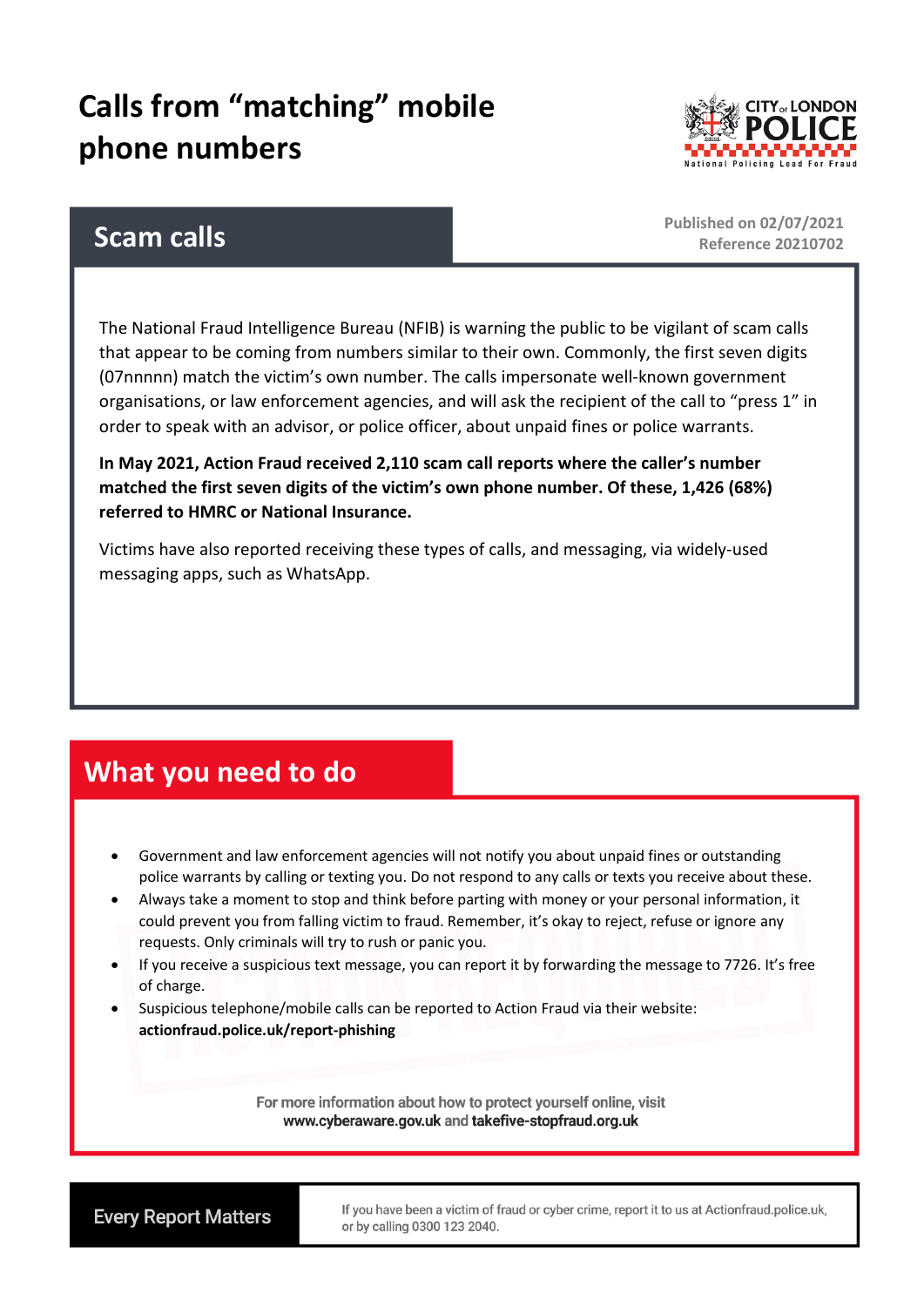# Calls from "matching" mobile phone numbers

CITY OF LONDON POLICE
National Policing Lead For Fraud

## Scam calls

Published on 02/07/2021
Reference 20210702

The National Fraud Intelligence Bureau (NFIB) is warning the public to be vigilant of scam calls that appear to be coming from numbers similar to their own. Commonly, the first seven digits (07nnnnn) match the victim's own number. The calls impersonate well-known government organisations, or law enforcement agencies, and will ask the recipient of the call to "press 1" in order to speak with an advisor, or police officer, about unpaid fines or police warrants.

**In May 2021, Action Fraud received 2,110 scam call reports where the caller's number matched the first seven digits of the victim's own phone number. Of these, 1,426 (68%) referred to HMRC or National Insurance.**

Victims have also reported receiving these types of calls, and messaging, via widely-used messaging apps, such as WhatsApp.

## What you need to do

- Government and law enforcement agencies will not notify you about unpaid fines or outstanding police warrants by calling or texting you. Do not respond to any calls or texts you receive about these.
- Always take a moment to stop and think before parting with money or your personal information, it could prevent you from falling victim to fraud. Remember, it's okay to reject, refuse or ignore any requests. Only criminals will try to rush or panic you.
- If you receive a suspicious text message, you can report it by forwarding the message to 7726. It's free of charge.
- Suspicious telephone/mobile calls can be reported to Action Fraud via their website: **actionfraud.police.uk/report-phishing**

For more information about how to protect yourself online, visit **www.cyberaware.gov.uk** and **takefive-stopfraud.org.uk**

**Every Report Matters**

If you have been a victim of fraud or cyber crime, report it to us at Actionfraud.police.uk, or by calling 0300 123 2040.